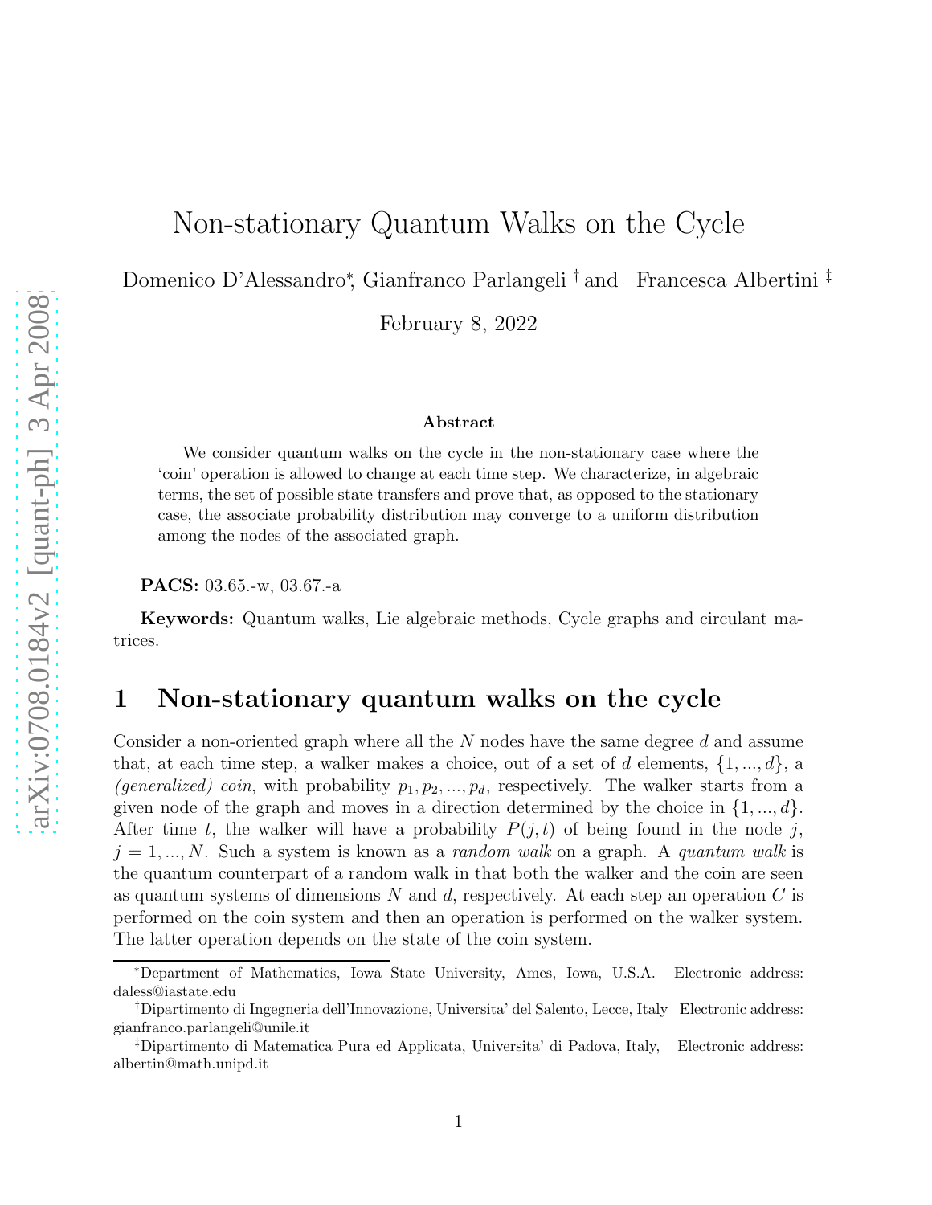# Non-stationary Quantum Walks on the Cycle

Domenico D'Alessandro[*], Gianfranco Parlangeli [†] and Francesca Albertini [‡]

February 8, 2022

### Abstract

We consider quantum walks on the cycle in the non-stationary case where the 'coin' operation is allowed to change at each time step. We characterize, in algebraic terms, the set of possible state transfers and prove that, as opposed to the stationary case, the associate probability distribution may converge to a uniform distribution among the nodes of the associated graph.

**PACS:** 03.65.-w, 03.67.-a

**Keywords:** Quantum walks, Lie algebraic methods, Cycle graphs and circulant matrices.

## 1 Non-stationary quantum walks on the cycle

Consider a non-oriented graph where all the $N$ nodes have the same degree $d$ and assume that, at each time step, a walker makes a choice, out of a set of $d$ elements, $\{1, ..., d\}$, a *(generalized) coin*, with probability $p_1, p_2, ..., p_d$, respectively. The walker starts from a given node of the graph and moves in a direction determined by the choice in $\{1, ..., d\}$. After time $t$, the walker will have a probability $P(j, t)$ of being found in the node $j$, $j = 1, ..., N$. Such a system is known as a *random walk* on a graph. A *quantum walk* is the quantum counterpart of a random walk in that both the walker and the coin are seen as quantum systems of dimensions $N$ and $d$, respectively. At each step an operation $C$ is performed on the coin system and then an operation is performed on the walker system. The latter operation depends on the state of the coin system.

---

[*]Department of Mathematics, Iowa State University, Ames, Iowa, U.S.A. Electronic address: daless@iastate.edu

[†]Dipartimento di Ingegneria dell'Innovazione, Universita' del Salento, Lecce, Italy Electronic address: gianfranco.parlangeli@unile.it

[‡]Dipartimento di Matematica Pura ed Applicata, Universita' di Padova, Italy, Electronic address: albertin@math.unipd.it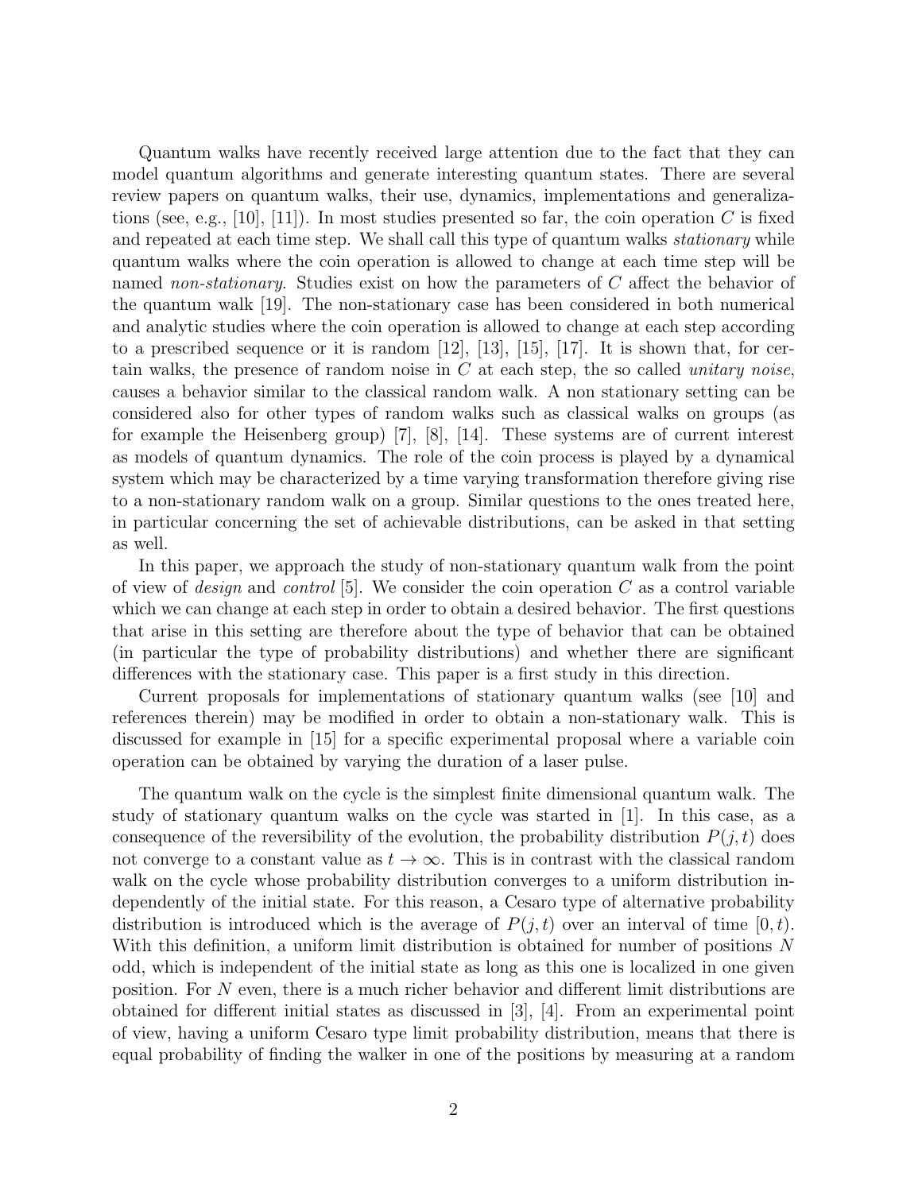Quantum walks have recently received large attention due to the fact that they can model quantum algorithms and generate interesting quantum states. There are several review papers on quantum walks, their use, dynamics, implementations and generalizations (see, e.g., [10], [11]). In most studies presented so far, the coin operation $C$ is fixed and repeated at each time step. We shall call this type of quantum walks *stationary* while quantum walks where the coin operation is allowed to change at each time step will be named *non-stationary*. Studies exist on how the parameters of $C$ affect the behavior of the quantum walk [19]. The non-stationary case has been considered in both numerical and analytic studies where the coin operation is allowed to change at each step according to a prescribed sequence or it is random [12], [13], [15], [17]. It is shown that, for certain walks, the presence of random noise in $C$ at each step, the so called *unitary noise*, causes a behavior similar to the classical random walk. A non stationary setting can be considered also for other types of random walks such as classical walks on groups (as for example the Heisenberg group) [7], [8], [14]. These systems are of current interest as models of quantum dynamics. The role of the coin process is played by a dynamical system which may be characterized by a time varying transformation therefore giving rise to a non-stationary random walk on a group. Similar questions to the ones treated here, in particular concerning the set of achievable distributions, can be asked in that setting as well.

In this paper, we approach the study of non-stationary quantum walk from the point of view of *design* and *control* [5]. We consider the coin operation $C$ as a control variable which we can change at each step in order to obtain a desired behavior. The first questions that arise in this setting are therefore about the type of behavior that can be obtained (in particular the type of probability distributions) and whether there are significant differences with the stationary case. This paper is a first study in this direction.

Current proposals for implementations of stationary quantum walks (see [10] and references therein) may be modified in order to obtain a non-stationary walk. This is discussed for example in [15] for a specific experimental proposal where a variable coin operation can be obtained by varying the duration of a laser pulse.

The quantum walk on the cycle is the simplest finite dimensional quantum walk. The study of stationary quantum walks on the cycle was started in [1]. In this case, as a consequence of the reversibility of the evolution, the probability distribution $P(j,t)$ does not converge to a constant value as $t \to \infty$. This is in contrast with the classical random walk on the cycle whose probability distribution converges to a uniform distribution independently of the initial state. For this reason, a Cesaro type of alternative probability distribution is introduced which is the average of $P(j,t)$ over an interval of time $[0,t)$. With this definition, a uniform limit distribution is obtained for number of positions $N$ odd, which is independent of the initial state as long as this one is localized in one given position. For $N$ even, there is a much richer behavior and different limit distributions are obtained for different initial states as discussed in [3], [4]. From an experimental point of view, having a uniform Cesaro type limit probability distribution, means that there is equal probability of finding the walker in one of the positions by measuring at a random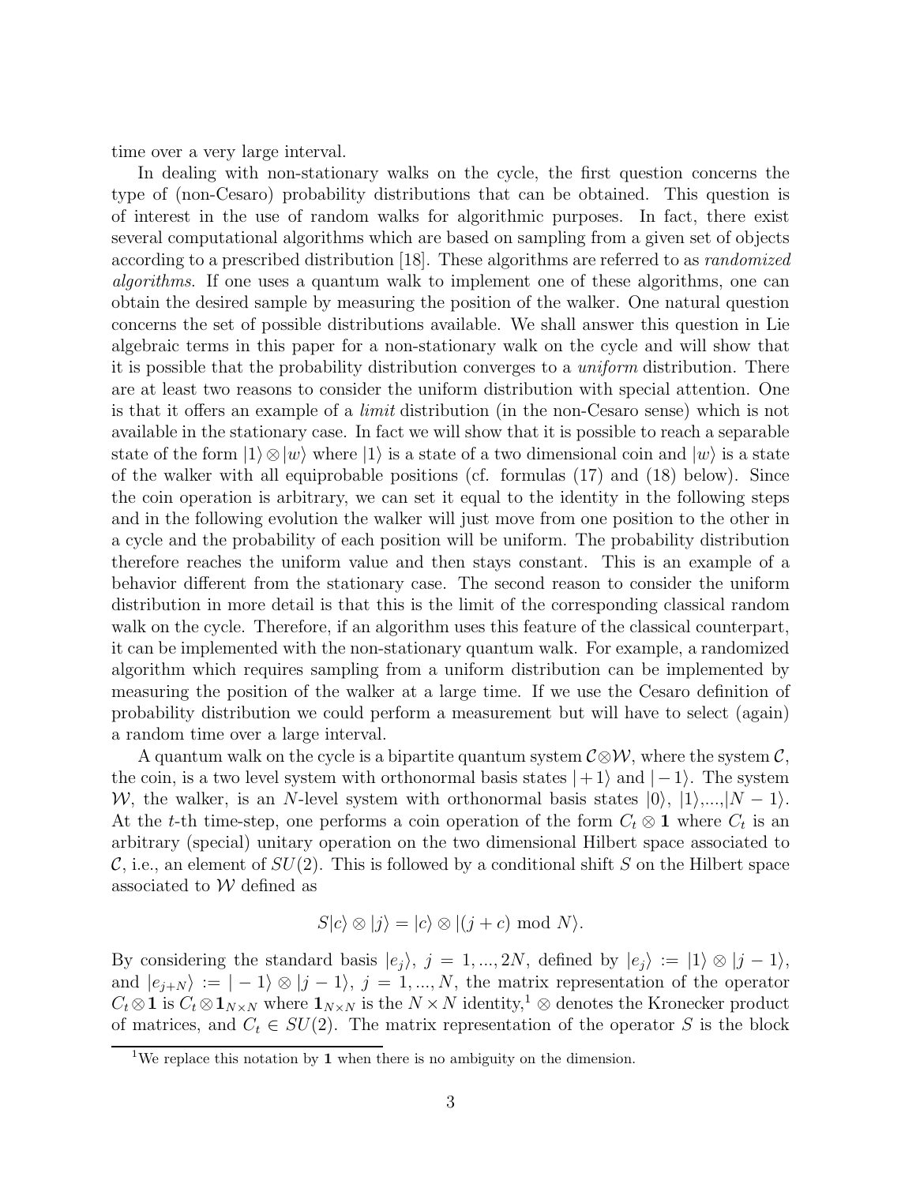time over a very large interval.

In dealing with non-stationary walks on the cycle, the first question concerns the type of (non-Cesaro) probability distributions that can be obtained. This question is of interest in the use of random walks for algorithmic purposes. In fact, there exist several computational algorithms which are based on sampling from a given set of objects according to a prescribed distribution [18]. These algorithms are referred to as *randomized algorithms*. If one uses a quantum walk to implement one of these algorithms, one can obtain the desired sample by measuring the position of the walker. One natural question concerns the set of possible distributions available. We shall answer this question in Lie algebraic terms in this paper for a non-stationary walk on the cycle and will show that it is possible that the probability distribution converges to a *uniform* distribution. There are at least two reasons to consider the uniform distribution with special attention. One is that it offers an example of a *limit* distribution (in the non-Cesaro sense) which is not available in the stationary case. In fact we will show that it is possible to reach a separable state of the form $|1\rangle \otimes |w\rangle$ where $|1\rangle$ is a state of a two dimensional coin and $|w\rangle$ is a state of the walker with all equiprobable positions (cf. formulas (17) and (18) below). Since the coin operation is arbitrary, we can set it equal to the identity in the following steps and in the following evolution the walker will just move from one position to the other in a cycle and the probability of each position will be uniform. The probability distribution therefore reaches the uniform value and then stays constant. This is an example of a behavior different from the stationary case. The second reason to consider the uniform distribution in more detail is that this is the limit of the corresponding classical random walk on the cycle. Therefore, if an algorithm uses this feature of the classical counterpart, it can be implemented with the non-stationary quantum walk. For example, a randomized algorithm which requires sampling from a uniform distribution can be implemented by measuring the position of the walker at a large time. If we use the Cesaro definition of probability distribution we could perform a measurement but will have to select (again) a random time over a large interval.

A quantum walk on the cycle is a bipartite quantum system $\mathcal{C}\otimes\mathcal{W}$, where the system $\mathcal{C}$, the coin, is a two level system with orthonormal basis states $|+1\rangle$ and $|-1\rangle$. The system $\mathcal{W}$, the walker, is an $N$-level system with orthonormal basis states $|0\rangle$, $|1\rangle$,...,$|N-1\rangle$. At the $t$-th time-step, one performs a coin operation of the form $C_t \otimes \mathbf{1}$ where $C_t$ is an arbitrary (special) unitary operation on the two dimensional Hilbert space associated to $\mathcal{C}$, i.e., an element of $SU(2)$. This is followed by a conditional shift $S$ on the Hilbert space associated to $\mathcal{W}$ defined as

$$S|c\rangle \otimes |j\rangle = |c\rangle \otimes |(j + c) \text{ mod } N\rangle.$$

By considering the standard basis $|e_j\rangle$, $j = 1, ..., 2N$, defined by $|e_j\rangle := |1\rangle \otimes |j-1\rangle$, and $|e_{j+N}\rangle := |-1\rangle \otimes |j-1\rangle$, $j = 1, ..., N$, the matrix representation of the operator $C_t \otimes \mathbf{1}$ is $C_t \otimes \mathbf{1}_{N\times N}$ where $\mathbf{1}_{N\times N}$ is the $N \times N$ identity,[1] $\otimes$ denotes the Kronecker product of matrices, and $C_t \in SU(2)$. The matrix representation of the operator $S$ is the block

[1] We replace this notation by $\mathbf{1}$ when there is no ambiguity on the dimension.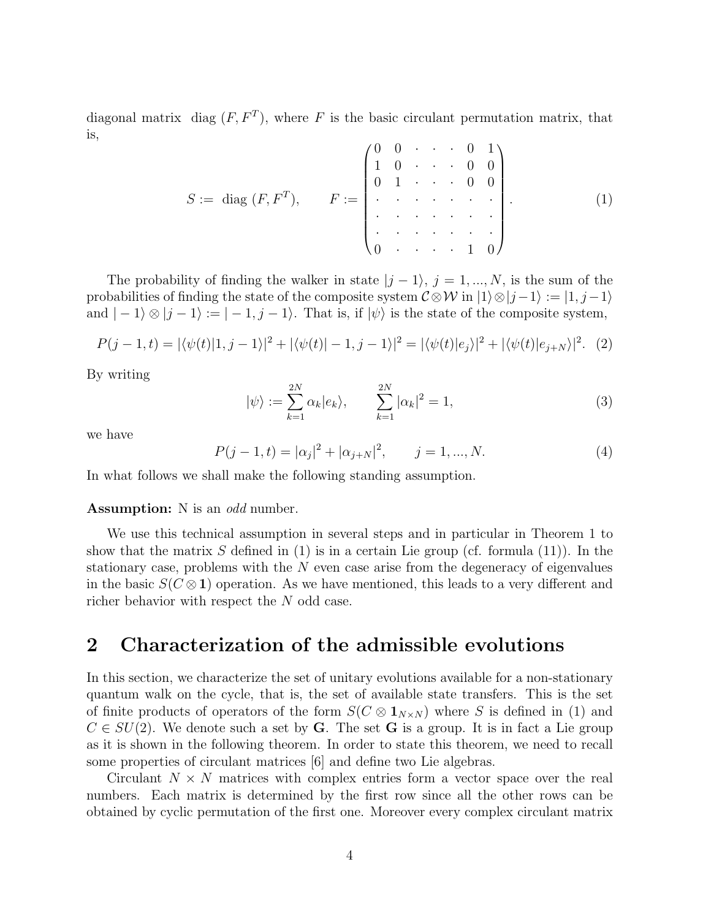diagonal matrix diag $(F, F^T)$, where $F$ is the basic circulant permutation matrix, that is,

$$
S := \text{ diag } (F, F^T), \qquad F := \begin{pmatrix} 0 & 0 & \cdot & \cdot & \cdot & 0 & 1 \\ 1 & 0 & \cdot & \cdot & \cdot & 0 & 0 \\ 0 & 1 & \cdot & \cdot & \cdot & 0 & 0 \\ \cdot & \cdot & \cdot & \cdot & \cdot & \cdot & \cdot \\ \cdot & \cdot & \cdot & \cdot & \cdot & \cdot & \cdot \\ \cdot & \cdot & \cdot & \cdot & \cdot & \cdot & \cdot \\ 0 & \cdot & \cdot & \cdot & \cdot & 1 & 0 \end{pmatrix}. \tag{1}
$$

The probability of finding the walker in state $|j-1\rangle$, $j = 1, ..., N$, is the sum of the probabilities of finding the state of the composite system $\mathcal{C} \otimes \mathcal{W}$ in $|1\rangle \otimes |j-1\rangle := |1, j-1\rangle$ and $|-1\rangle \otimes |j-1\rangle := |-1, j-1\rangle$. That is, if $|\psi\rangle$ is the state of the composite system,

$$
P(j-1, t) = |\langle \psi(t)|1, j-1\rangle|^2 + |\langle \psi(t)|-1, j-1\rangle|^2 = |\langle \psi(t)|e_j\rangle|^2 + |\langle \psi(t)|e_{j+N}\rangle|^2. \tag{2}
$$

By writing

$$
|\psi\rangle := \sum_{k=1}^{2N} \alpha_k |e_k\rangle, \qquad \sum_{k=1}^{2N} |\alpha_k|^2 = 1, \tag{3}
$$

we have

$$
P(j-1, t) = |\alpha_j|^2 + |\alpha_{j+N}|^2, \qquad j = 1, ..., N. \tag{4}
$$

In what follows we shall make the following standing assumption.

**Assumption:** N is an *odd* number.

We use this technical assumption in several steps and in particular in Theorem 1 to show that the matrix $S$ defined in (1) is in a certain Lie group (cf. formula (11)). In the stationary case, problems with the $N$ even case arise from the degeneracy of eigenvalues in the basic $S(C \otimes \mathbf{1})$ operation. As we have mentioned, this leads to a very different and richer behavior with respect the $N$ odd case.

## 2 Characterization of the admissible evolutions

In this section, we characterize the set of unitary evolutions available for a non-stationary quantum walk on the cycle, that is, the set of available state transfers. This is the set of finite products of operators of the form $S(C \otimes \mathbf{1}_{N \times N})$ where $S$ is defined in (1) and $C \in SU(2)$. We denote such a set by $\mathbf{G}$. The set $\mathbf{G}$ is a group. It is in fact a Lie group as it is shown in the following theorem. In order to state this theorem, we need to recall some properties of circulant matrices [6] and define two Lie algebras.

Circulant $N \times N$ matrices with complex entries form a vector space over the real numbers. Each matrix is determined by the first row since all the other rows can be obtained by cyclic permutation of the first one. Moreover every complex circulant matrix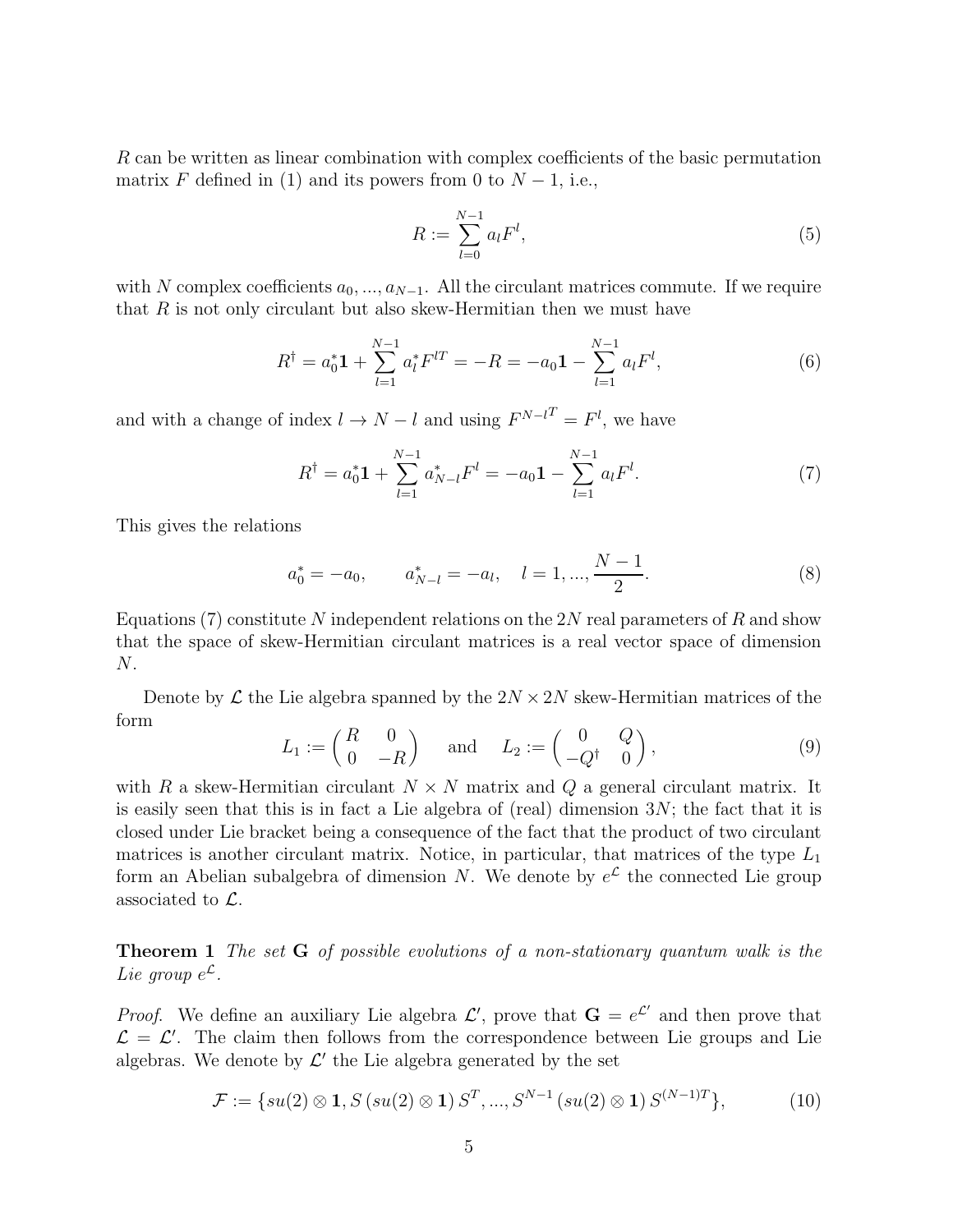$R$ can be written as linear combination with complex coefficients of the basic permutation matrix $F$ defined in (1) and its powers from 0 to $N-1$, i.e.,

$$R := \sum_{l=0}^{N-1} a_l F^l, \tag{5}$$

with $N$ complex coefficients $a_0, ..., a_{N-1}$. All the circulant matrices commute. If we require that $R$ is not only circulant but also skew-Hermitian then we must have

$$R^\dagger = a_0^* \mathbf{1} + \sum_{l=1}^{N-1} a_l^* F^{lT} = -R = -a_0 \mathbf{1} - \sum_{l=1}^{N-1} a_l F^l, \tag{6}$$

and with a change of index $l \to N-l$ and using $F^{N-l^T} = F^l$, we have

$$R^\dagger = a_0^* \mathbf{1} + \sum_{l=1}^{N-1} a_{N-l}^* F^l = -a_0 \mathbf{1} - \sum_{l=1}^{N-1} a_l F^l. \tag{7}$$

This gives the relations

$$a_0^* = -a_0, \qquad a_{N-l}^* = -a_l, \quad l = 1, ..., \frac{N-1}{2}. \tag{8}$$

Equations (7) constitute $N$ independent relations on the $2N$ real parameters of $R$ and show that the space of skew-Hermitian circulant matrices is a real vector space of dimension $N$.

Denote by $\mathcal{L}$ the Lie algebra spanned by the $2N \times 2N$ skew-Hermitian matrices of the form

$$L_1 := \begin{pmatrix} R & 0 \\ 0 & -R \end{pmatrix} \quad \text{and} \quad L_2 := \begin{pmatrix} 0 & Q \\ -Q^\dagger & 0 \end{pmatrix}, \tag{9}$$

with $R$ a skew-Hermitian circulant $N \times N$ matrix and $Q$ a general circulant matrix. It is easily seen that this is in fact a Lie algebra of (real) dimension $3N$; the fact that it is closed under Lie bracket being a consequence of the fact that the product of two circulant matrices is another circulant matrix. Notice, in particular, that matrices of the type $L_1$ form an Abelian subalgebra of dimension $N$. We denote by $e^{\mathcal{L}}$ the connected Lie group associated to $\mathcal{L}$.

**Theorem 1** *The set* $\mathbf{G}$ *of possible evolutions of a non-stationary quantum walk is the Lie group* $e^{\mathcal{L}}$.

*Proof.* We define an auxiliary Lie algebra $\mathcal{L}'$, prove that $\mathbf{G} = e^{\mathcal{L}'}$ and then prove that $\mathcal{L} = \mathcal{L}'$. The claim then follows from the correspondence between Lie groups and Lie algebras. We denote by $\mathcal{L}'$ the Lie algebra generated by the set

$$\mathcal{F} := \{su(2) \otimes \mathbf{1}, S\,(su(2) \otimes \mathbf{1})\,S^T, ..., S^{N-1}\,(su(2) \otimes \mathbf{1})\,S^{(N-1)T}\}, \tag{10}$$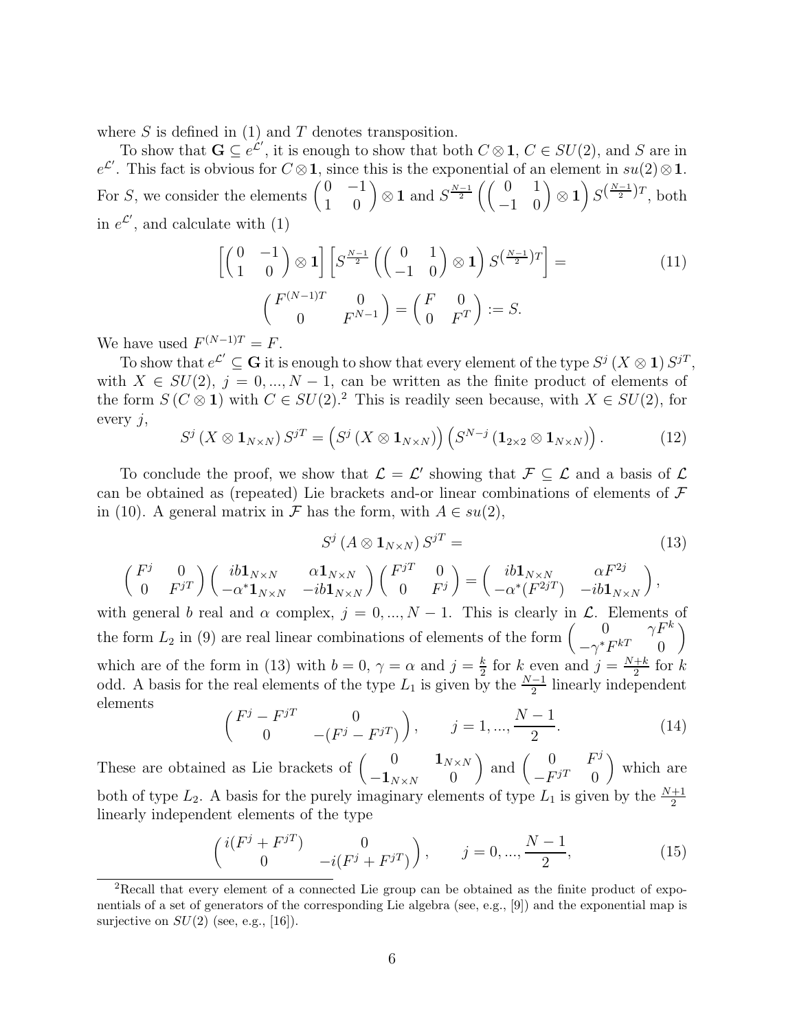where $S$ is defined in (1) and $T$ denotes transposition.

To show that $\mathbf{G} \subseteq e^{\mathcal{L}'}$, it is enough to show that both $C \otimes \mathbf{1}$, $C \in SU(2)$, and $S$ are in $e^{\mathcal{L}'}$. This fact is obvious for $C \otimes \mathbf{1}$, since this is the exponential of an element in $su(2) \otimes \mathbf{1}$. For $S$, we consider the elements $\begin{pmatrix} 0 & -1 \\ 1 & 0 \end{pmatrix} \otimes \mathbf{1}$ and $S^{\frac{N-1}{2}} \left( \begin{pmatrix} 0 & 1 \\ -1 & 0 \end{pmatrix} \otimes \mathbf{1} \right) S^{(\frac{N-1}{2})T}$, both in $e^{\mathcal{L}'}$, and calculate with (1)

$$
\left[ \begin{pmatrix} 0 & -1 \\ 1 & 0 \end{pmatrix} \otimes \mathbf{1} \right] \left[ S^{\frac{N-1}{2}} \left( \begin{pmatrix} 0 & 1 \\ -1 & 0 \end{pmatrix} \otimes \mathbf{1} \right) S^{(\frac{N-1}{2})T} \right] = \tag{11}
$$

$$
\begin{pmatrix} F^{(N-1)T} & 0 \\ 0 & F^{N-1} \end{pmatrix} = \begin{pmatrix} F & 0 \\ 0 & F^T \end{pmatrix} := S.
$$

We have used $F^{(N-1)T} = F$.

To show that $e^{\mathcal{L}'} \subseteq \mathbf{G}$ it is enough to show that every element of the type $S^j (X \otimes \mathbf{1}) S^{jT}$, with $X \in SU(2)$, $j = 0, ..., N-1$, can be written as the finite product of elements of the form $S (C \otimes \mathbf{1})$ with $C \in SU(2)$.[2] This is readily seen because, with $X \in SU(2)$, for every $j$,

$$
S^j (X \otimes \mathbf{1}_{N \times N}) S^{jT} = \left( S^j (X \otimes \mathbf{1}_{N \times N}) \right) \left( S^{N-j} (\mathbf{1}_{2 \times 2} \otimes \mathbf{1}_{N \times N}) \right). \tag{12}
$$

To conclude the proof, we show that $\mathcal{L} = \mathcal{L}'$ showing that $\mathcal{F} \subseteq \mathcal{L}$ and a basis of $\mathcal{L}$ can be obtained as (repeated) Lie brackets and-or linear combinations of elements of $\mathcal{F}$ in (10). A general matrix in $\mathcal{F}$ has the form, with $A \in su(2)$,

$$
S^j (A \otimes \mathbf{1}_{N \times N}) S^{jT} = \tag{13}
$$

$$
\begin{pmatrix} F^j & 0 \\ 0 & F^{jT} \end{pmatrix} \begin{pmatrix} ib\mathbf{1}_{N \times N} & \alpha \mathbf{1}_{N \times N} \\ -\alpha^* \mathbf{1}_{N \times N} & -ib\mathbf{1}_{N \times N} \end{pmatrix} \begin{pmatrix} F^{jT} & 0 \\ 0 & F^j \end{pmatrix} = \begin{pmatrix} ib\mathbf{1}_{N \times N} & \alpha F^{2j} \\ -\alpha^* (F^{2jT}) & -ib\mathbf{1}_{N \times N} \end{pmatrix},
$$

with general $b$ real and $\alpha$ complex, $j = 0, ..., N-1$. This is clearly in $\mathcal{L}$. Elements of the form $L_2$ in (9) are real linear combinations of elements of the form $\begin{pmatrix} 0 & \gamma F^k \\ -\gamma^* F^{kT} & 0 \end{pmatrix}$ which are of the form in (13) with $b = 0$, $\gamma = \alpha$ and $j = \frac{k}{2}$ for $k$ even and $j = \frac{N+k}{2}$ for $k$ odd. A basis for the real elements of the type $L_1$ is given by the $\frac{N-1}{2}$ linearly independent elements

$$
\begin{pmatrix} F^j - F^{jT} & 0 \\ 0 & -(F^j - F^{jT}) \end{pmatrix}, \qquad j = 1, ..., \frac{N-1}{2}. \tag{14}
$$

These are obtained as Lie brackets of $\begin{pmatrix} 0 & \mathbf{1}_{N \times N} \\ -\mathbf{1}_{N \times N} & 0 \end{pmatrix}$ and $\begin{pmatrix} 0 & F^j \\ -F^{jT} & 0 \end{pmatrix}$ which are both of type $L_2$. A basis for the purely imaginary elements of type $L_1$ is given by the $\frac{N+1}{2}$ linearly independent elements of the type

$$
\begin{pmatrix} i(F^j + F^{jT}) & 0 \\ 0 & -i(F^j + F^{jT}) \end{pmatrix}, \qquad j = 0, ..., \frac{N-1}{2}, \tag{15}
$$

---

[2] Recall that every element of a connected Lie group can be obtained as the finite product of exponentials of a set of generators of the corresponding Lie algebra (see, e.g., [9]) and the exponential map is surjective on $SU(2)$ (see, e.g., [16]).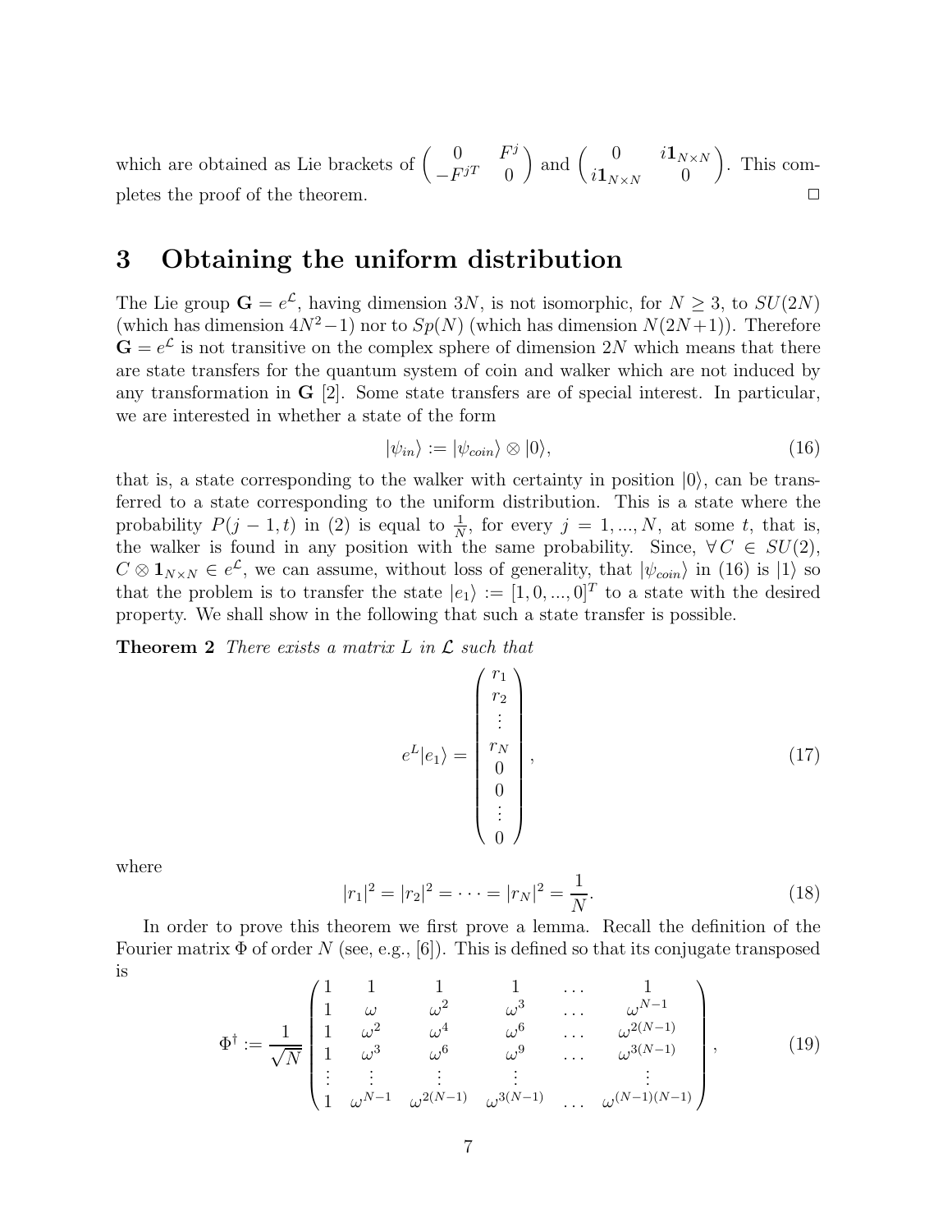which are obtained as Lie brackets of $\begin{pmatrix} 0 & F^j \\ -F^{jT} & 0 \end{pmatrix}$ and $\begin{pmatrix} 0 & i\mathbf{1}_{N\times N} \\ i\mathbf{1}_{N\times N} & 0 \end{pmatrix}$. This completes the proof of the theorem. □

# 3 Obtaining the uniform distribution

The Lie group $\mathbf{G} = e^{\mathcal{L}}$, having dimension $3N$, is not isomorphic, for $N \geq 3$, to $SU(2N)$ (which has dimension $4N^2-1$) nor to $Sp(N)$ (which has dimension $N(2N+1)$). Therefore $\mathbf{G} = e^{\mathcal{L}}$ is not transitive on the complex sphere of dimension $2N$ which means that there are state transfers for the quantum system of coin and walker which are not induced by any transformation in $\mathbf{G}$ [2]. Some state transfers are of special interest. In particular, we are interested in whether a state of the form

$$|\psi_{in}\rangle := |\psi_{coin}\rangle \otimes |0\rangle, \tag{16}$$

that is, a state corresponding to the walker with certainty in position $|0\rangle$, can be transferred to a state corresponding to the uniform distribution. This is a state where the probability $P(j-1,t)$ in (2) is equal to $\frac{1}{N}$, for every $j = 1, ..., N$, at some $t$, that is, the walker is found in any position with the same probability. Since, $\forall\, C \in SU(2)$, $C \otimes \mathbf{1}_{N\times N} \in e^{\mathcal{L}}$, we can assume, without loss of generality, that $|\psi_{coin}\rangle$ in (16) is $|1\rangle$ so that the problem is to transfer the state $|e_1\rangle := [1, 0, ..., 0]^T$ to a state with the desired property. We shall show in the following that such a state transfer is possible.

**Theorem 2** *There exists a matrix $L$ in $\mathcal{L}$ such that*

$$e^L|e_1\rangle = \begin{pmatrix} r_1 \\ r_2 \\ \vdots \\ r_N \\ 0 \\ 0 \\ \vdots \\ 0 \end{pmatrix}, \tag{17}$$

where

$$|r_1|^2 = |r_2|^2 = \cdots = |r_N|^2 = \frac{1}{N}. \tag{18}$$

In order to prove this theorem we first prove a lemma. Recall the definition of the Fourier matrix $\Phi$ of order $N$ (see, e.g., [6]). This is defined so that its conjugate transposed is

$$\Phi^\dagger := \frac{1}{\sqrt{N}} \begin{pmatrix} 1 & 1 & 1 & 1 & \dots & 1 \\ 1 & \omega & \omega^2 & \omega^3 & \dots & \omega^{N-1} \\ 1 & \omega^2 & \omega^4 & \omega^6 & \dots & \omega^{2(N-1)} \\ 1 & \omega^3 & \omega^6 & \omega^9 & \dots & \omega^{3(N-1)} \\ \vdots & \vdots & \vdots & \vdots & & \vdots \\ 1 & \omega^{N-1} & \omega^{2(N-1)} & \omega^{3(N-1)} & \dots & \omega^{(N-1)(N-1)} \end{pmatrix}, \tag{19}$$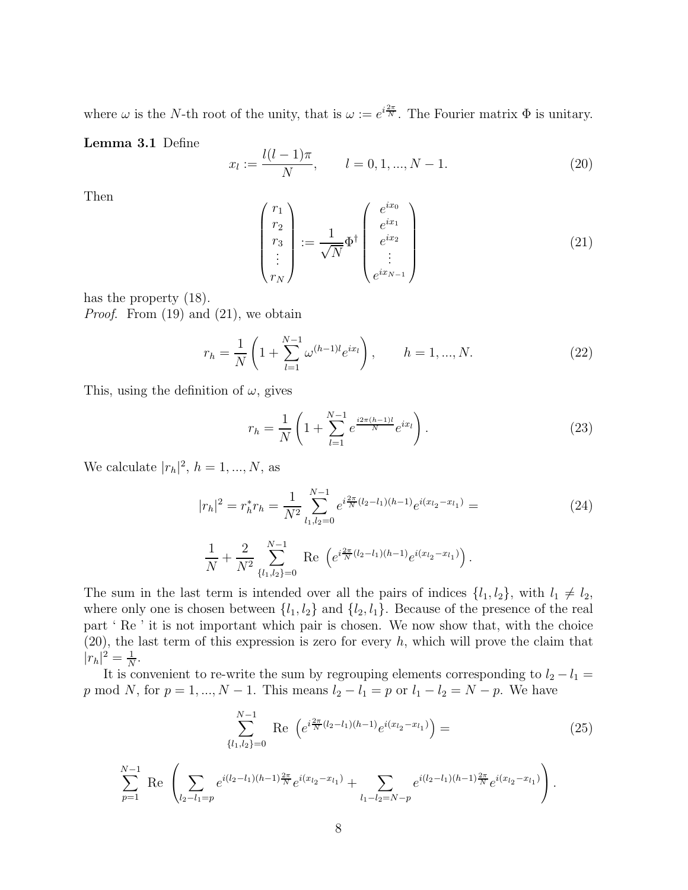where $\omega$ is the $N$-th root of the unity, that is $\omega := e^{i\frac{2\pi}{N}}$. The Fourier matrix $\Phi$ is unitary.

**Lemma 3.1** Define

$$x_l := \frac{l(l-1)\pi}{N}, \qquad l = 0, 1, ..., N-1. \tag{20}$$

Then

$$\begin{pmatrix} r_1 \\ r_2 \\ r_3 \\ \vdots \\ r_N \end{pmatrix} := \frac{1}{\sqrt{N}} \Phi^\dagger \begin{pmatrix} e^{ix_0} \\ e^{ix_1} \\ e^{ix_2} \\ \vdots \\ e^{ix_{N-1}} \end{pmatrix} \tag{21}$$

has the property (18).

*Proof.* From (19) and (21), we obtain

$$r_h = \frac{1}{N} \left( 1 + \sum_{l=1}^{N-1} \omega^{(h-1)l} e^{ix_l} \right), \qquad h = 1, ..., N. \tag{22}$$

This, using the definition of $\omega$, gives

$$r_h = \frac{1}{N} \left( 1 + \sum_{l=1}^{N-1} e^{\frac{i2\pi(h-1)l}{N}} e^{ix_l} \right). \tag{23}$$

We calculate $|r_h|^2$, $h = 1, ..., N$, as

$$|r_h|^2 = r_h^* r_h = \frac{1}{N^2} \sum_{l_1, l_2 = 0}^{N-1} e^{i\frac{2\pi}{N}(l_2 - l_1)(h-1)} e^{i(x_{l_2} - x_{l_1})} = \tag{24}$$

$$\frac{1}{N} + \frac{2}{N^2} \sum_{\{l_1, l_2\} = 0}^{N-1} \text{Re} \left( e^{i\frac{2\pi}{N}(l_2 - l_1)(h-1)} e^{i(x_{l_2} - x_{l_1})} \right).$$

The sum in the last term is intended over all the pairs of indices $\{l_1, l_2\}$, with $l_1 \neq l_2$, where only one is chosen between $\{l_1, l_2\}$ and $\{l_2, l_1\}$. Because of the presence of the real part ' Re ' it is not important which pair is chosen. We now show that, with the choice (20), the last term of this expression is zero for every $h$, which will prove the claim that $|r_h|^2 = \frac{1}{N}$.

It is convenient to re-write the sum by regrouping elements corresponding to $l_2 - l_1 = p \mod N$, for $p = 1, ..., N-1$. This means $l_2 - l_1 = p$ or $l_1 - l_2 = N - p$. We have

$$\sum_{\{l_1, l_2\} = 0}^{N-1} \text{Re} \left( e^{i\frac{2\pi}{N}(l_2 - l_1)(h-1)} e^{i(x_{l_2} - x_{l_1})} \right) = \tag{25}$$

$$\sum_{p=1}^{N-1} \text{Re} \left( \sum_{l_2 - l_1 = p} e^{i(l_2 - l_1)(h-1)\frac{2\pi}{N}} e^{i(x_{l_2} - x_{l_1})} + \sum_{l_1 - l_2 = N-p} e^{i(l_2 - l_1)(h-1)\frac{2\pi}{N}} e^{i(x_{l_2} - x_{l_1})} \right).$$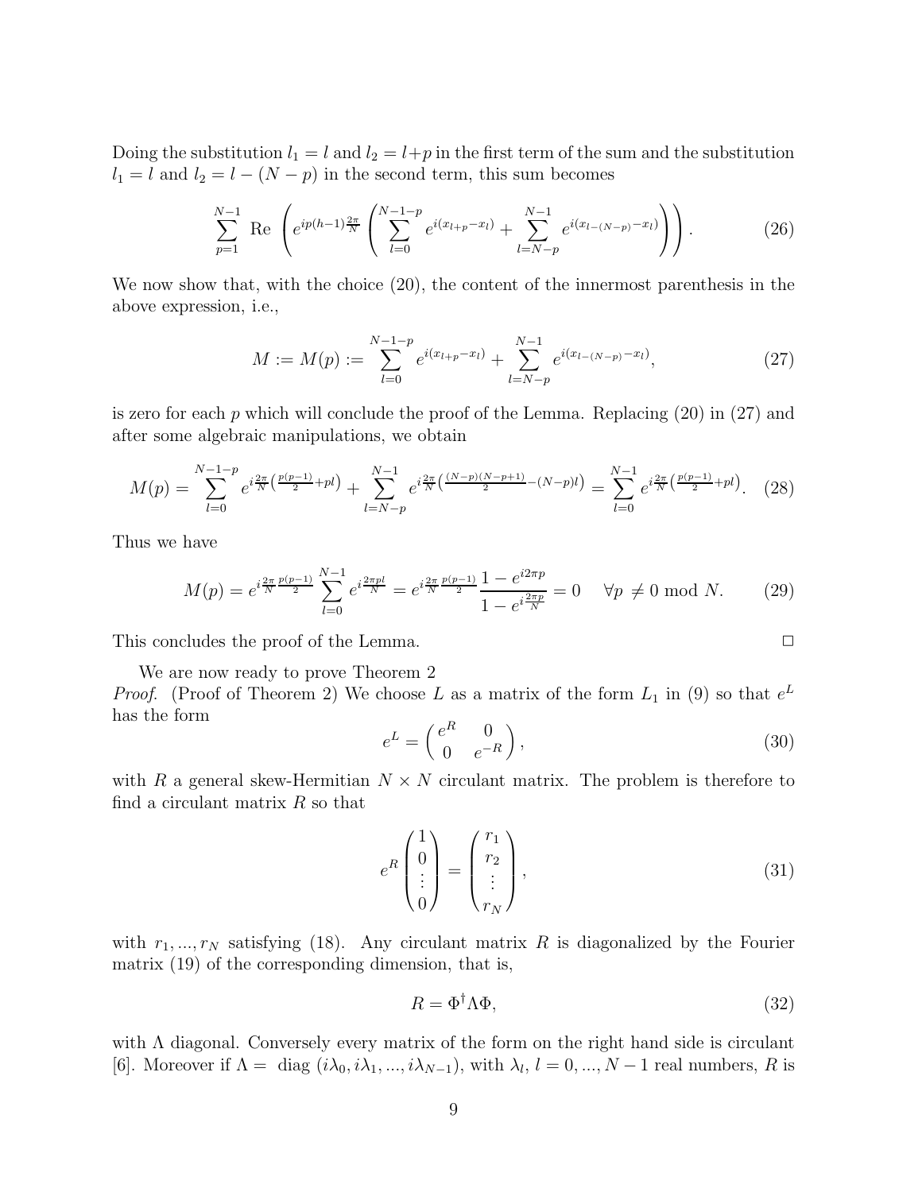Doing the substitution $l_1 = l$ and $l_2 = l + p$ in the first term of the sum and the substitution $l_1 = l$ and $l_2 = l - (N - p)$ in the second term, this sum becomes

$$\sum_{p=1}^{N-1} \text{Re} \left( e^{ip(h-1)\frac{2\pi}{N}} \left( \sum_{l=0}^{N-1-p} e^{i(x_{l+p}-x_l)} + \sum_{l=N-p}^{N-1} e^{i(x_{l-(N-p)}-x_l)} \right) \right). \tag{26}$$

We now show that, with the choice (20), the content of the innermost parenthesis in the above expression, i.e.,

$$M := M(p) := \sum_{l=0}^{N-1-p} e^{i(x_{l+p}-x_l)} + \sum_{l=N-p}^{N-1} e^{i(x_{l-(N-p)}-x_l)}, \tag{27}$$

is zero for each $p$ which will conclude the proof of the Lemma. Replacing (20) in (27) and after some algebraic manipulations, we obtain

$$M(p) = \sum_{l=0}^{N-1-p} e^{i\frac{2\pi}{N}\left(\frac{p(p-1)}{2}+pl\right)} + \sum_{l=N-p}^{N-1} e^{i\frac{2\pi}{N}\left(\frac{(N-p)(N-p+1)}{2}-(N-p)l\right)} = \sum_{l=0}^{N-1} e^{i\frac{2\pi}{N}\left(\frac{p(p-1)}{2}+pl\right)}. \tag{28}$$

Thus we have

$$M(p) = e^{i\frac{2\pi}{N}\frac{p(p-1)}{2}} \sum_{l=0}^{N-1} e^{i\frac{2\pi pl}{N}} = e^{i\frac{2\pi}{N}\frac{p(p-1)}{2}} \frac{1-e^{i2\pi p}}{1-e^{i\frac{2\pi p}{N}}} = 0 \quad \forall p \neq 0 \text{ mod } N. \tag{29}$$

This concludes the proof of the Lemma. $\square$

We are now ready to prove Theorem 2

*Proof.* (Proof of Theorem 2) We choose $L$ as a matrix of the form $L_1$ in (9) so that $e^L$ has the form

$$e^L = \begin{pmatrix} e^R & 0 \\ 0 & e^{-R} \end{pmatrix}, \tag{30}$$

with $R$ a general skew-Hermitian $N \times N$ circulant matrix. The problem is therefore to find a circulant matrix $R$ so that

$$e^R \begin{pmatrix} 1 \\ 0 \\ \vdots \\ 0 \end{pmatrix} = \begin{pmatrix} r_1 \\ r_2 \\ \vdots \\ r_N \end{pmatrix}, \tag{31}$$

with $r_1, ..., r_N$ satisfying (18). Any circulant matrix $R$ is diagonalized by the Fourier matrix (19) of the corresponding dimension, that is,

$$R = \Phi^\dagger \Lambda \Phi, \tag{32}$$

with $\Lambda$ diagonal. Conversely every matrix of the form on the right hand side is circulant [6]. Moreover if $\Lambda = \text{diag}\,(i\lambda_0, i\lambda_1, ..., i\lambda_{N-1})$, with $\lambda_l$, $l = 0, ..., N-1$ real numbers, $R$ is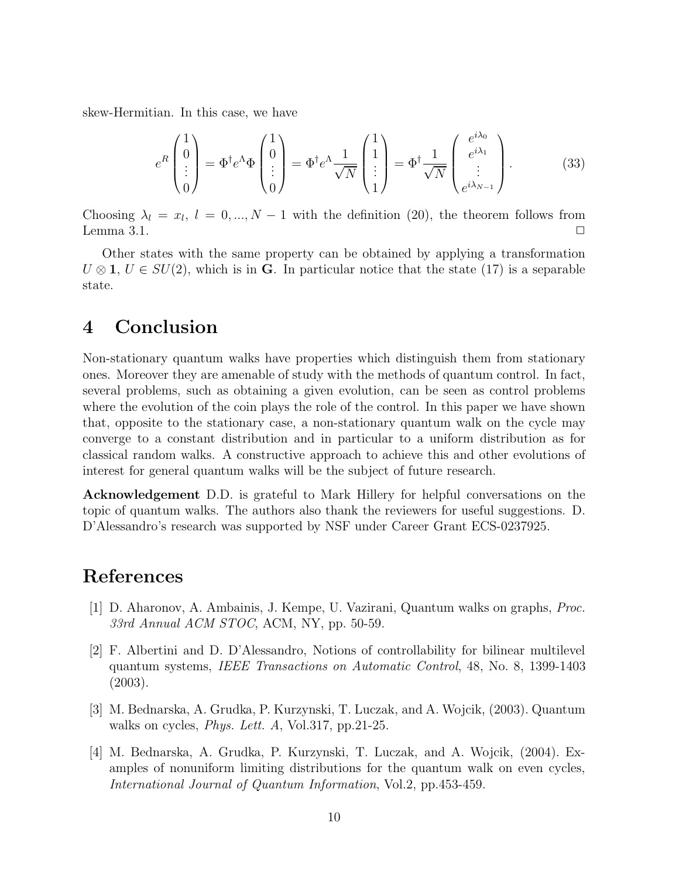skew-Hermitian. In this case, we have

$$
e^R \begin{pmatrix} 1 \\ 0 \\ \vdots \\ 0 \end{pmatrix} = \Phi^\dagger e^\Lambda \Phi \begin{pmatrix} 1 \\ 0 \\ \vdots \\ 0 \end{pmatrix} = \Phi^\dagger e^\Lambda \frac{1}{\sqrt{N}} \begin{pmatrix} 1 \\ 1 \\ \vdots \\ 1 \end{pmatrix} = \Phi^\dagger \frac{1}{\sqrt{N}} \begin{pmatrix} e^{i\lambda_0} \\ e^{i\lambda_1} \\ \vdots \\ e^{i\lambda_{N-1}} \end{pmatrix}. \tag{33}
$$

Choosing $\lambda_l = x_l$, $l = 0, ..., N-1$ with the definition (20), the theorem follows from Lemma 3.1. $\square$

Other states with the same property can be obtained by applying a transformation $U \otimes \mathbf{1}$, $U \in SU(2)$, which is in $\mathbf{G}$. In particular notice that the state (17) is a separable state.

# 4 Conclusion

Non-stationary quantum walks have properties which distinguish them from stationary ones. Moreover they are amenable of study with the methods of quantum control. In fact, several problems, such as obtaining a given evolution, can be seen as control problems where the evolution of the coin plays the role of the control. In this paper we have shown that, opposite to the stationary case, a non-stationary quantum walk on the cycle may converge to a constant distribution and in particular to a uniform distribution as for classical random walks. A constructive approach to achieve this and other evolutions of interest for general quantum walks will be the subject of future research.

**Acknowledgement** D.D. is grateful to Mark Hillery for helpful conversations on the topic of quantum walks. The authors also thank the reviewers for useful suggestions. D. D'Alessandro's research was supported by NSF under Career Grant ECS-0237925.

# References

[1] D. Aharonov, A. Ambainis, J. Kempe, U. Vazirani, Quantum walks on graphs, *Proc. 33rd Annual ACM STOC*, ACM, NY, pp. 50-59.

[2] F. Albertini and D. D'Alessandro, Notions of controllability for bilinear multilevel quantum systems, *IEEE Transactions on Automatic Control*, 48, No. 8, 1399-1403 (2003).

[3] M. Bednarska, A. Grudka, P. Kurzynski, T. Luczak, and A. Wojcik, (2003). Quantum walks on cycles, *Phys. Lett. A*, Vol.317, pp.21-25.

[4] M. Bednarska, A. Grudka, P. Kurzynski, T. Luczak, and A. Wojcik, (2004). Examples of nonuniform limiting distributions for the quantum walk on even cycles, *International Journal of Quantum Information*, Vol.2, pp.453-459.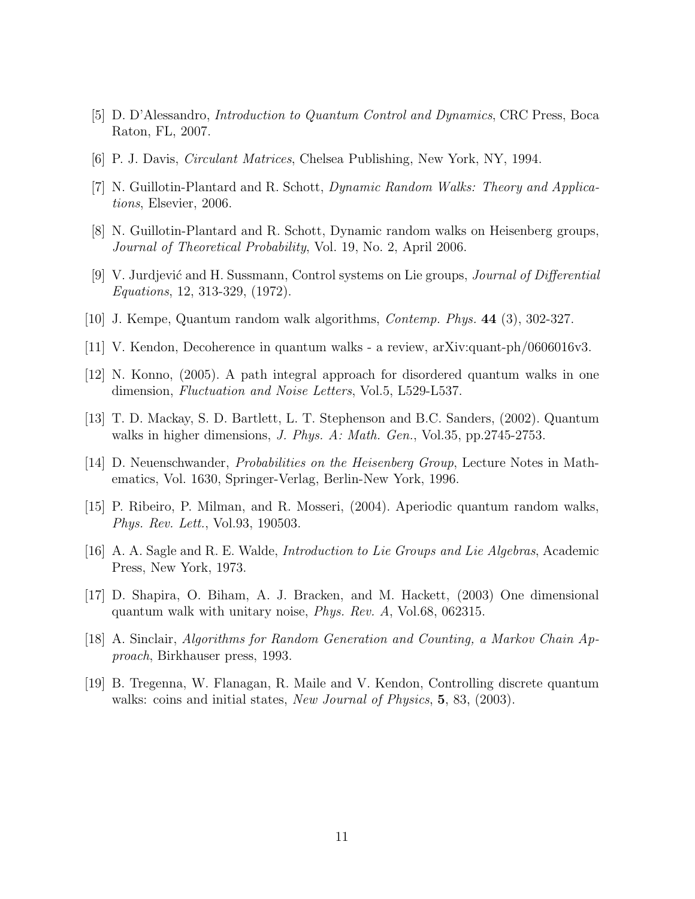[5] D. D'Alessandro, *Introduction to Quantum Control and Dynamics*, CRC Press, Boca Raton, FL, 2007.

[6] P. J. Davis, *Circulant Matrices*, Chelsea Publishing, New York, NY, 1994.

[7] N. Guillotin-Plantard and R. Schott, *Dynamic Random Walks: Theory and Applications*, Elsevier, 2006.

[8] N. Guillotin-Plantard and R. Schott, Dynamic random walks on Heisenberg groups, *Journal of Theoretical Probability*, Vol. 19, No. 2, April 2006.

[9] V. Jurdjević and H. Sussmann, Control systems on Lie groups, *Journal of Differential Equations*, 12, 313-329, (1972).

[10] J. Kempe, Quantum random walk algorithms, *Contemp. Phys.* **44** (3), 302-327.

[11] V. Kendon, Decoherence in quantum walks - a review, arXiv:quant-ph/0606016v3.

[12] N. Konno, (2005). A path integral approach for disordered quantum walks in one dimension, *Fluctuation and Noise Letters*, Vol.5, L529-L537.

[13] T. D. Mackay, S. D. Bartlett, L. T. Stephenson and B.C. Sanders, (2002). Quantum walks in higher dimensions, *J. Phys. A: Math. Gen.*, Vol.35, pp.2745-2753.

[14] D. Neuenschwander, *Probabilities on the Heisenberg Group*, Lecture Notes in Mathematics, Vol. 1630, Springer-Verlag, Berlin-New York, 1996.

[15] P. Ribeiro, P. Milman, and R. Mosseri, (2004). Aperiodic quantum random walks, *Phys. Rev. Lett.*, Vol.93, 190503.

[16] A. A. Sagle and R. E. Walde, *Introduction to Lie Groups and Lie Algebras*, Academic Press, New York, 1973.

[17] D. Shapira, O. Biham, A. J. Bracken, and M. Hackett, (2003) One dimensional quantum walk with unitary noise, *Phys. Rev. A*, Vol.68, 062315.

[18] A. Sinclair, *Algorithms for Random Generation and Counting, a Markov Chain Approach*, Birkhauser press, 1993.

[19] B. Tregenna, W. Flanagan, R. Maile and V. Kendon, Controlling discrete quantum walks: coins and initial states, *New Journal of Physics*, **5**, 83, (2003).